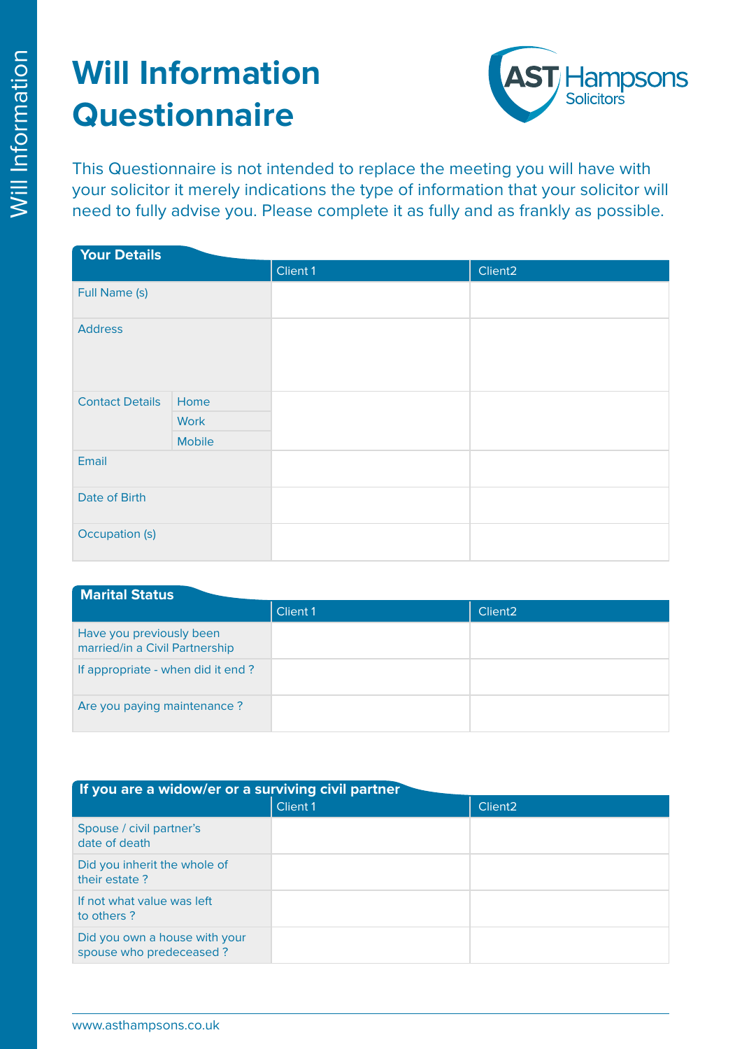# Will Information Questionnaire

AST Hampsons Solicitors

This Questionnaire is not intended to replace the meeting you will have with your solicitor it merely indications the type of information that your solicitor will need to fully advise you. Please complete it as fully and as frankly as possible.

## Your Details

| | | Client 1 | Client2 |
|---|---|---|---|
| Full Name (s) | | | |
| Address | | | |
| Contact Details | Home | | |
| | Work | | |
| | Mobile | | |
| Email | | | |
| Date of Birth | | | |
| Occupation (s) | | | |

## Marital Status

| | Client 1 | Client2 |
|---|---|---|
| Have you previously been married/in a Civil Partnership | | |
| If appropriate - when did it end ? | | |
| Are you paying maintenance ? | | |

## If you are a widow/er or a surviving civil partner

| | Client 1 | Client2 |
|---|---|---|
| Spouse / civil partner's date of death | | |
| Did you inherit the whole of their estate ? | | |
| If not what value was left to others ? | | |
| Did you own a house with your spouse who predeceased ? | | |

www.asthampsons.co.uk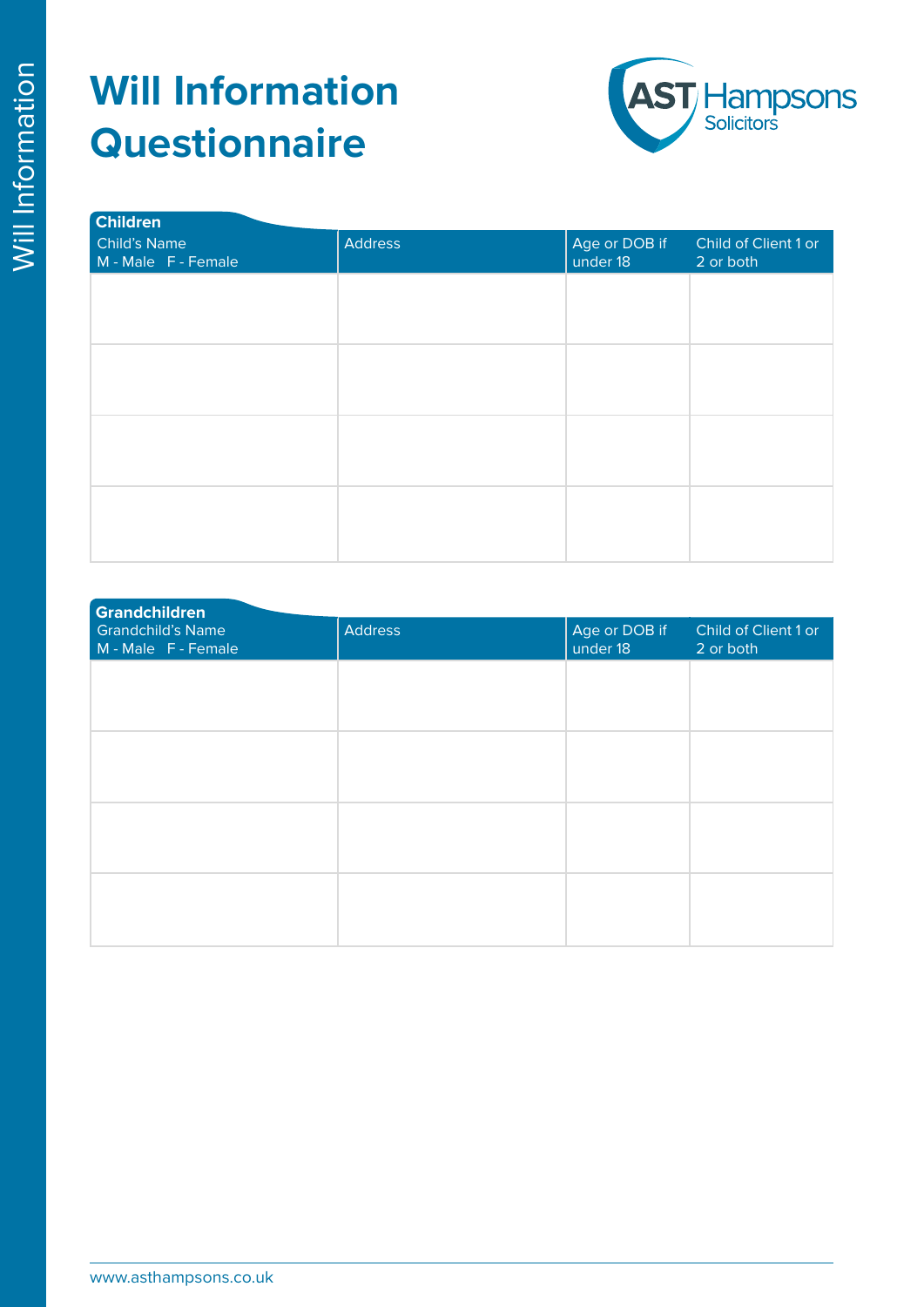# Will Information Questionnaire

## Children

| Child's Name<br>M - Male F - Female | Address | Age or DOB if under 18 | Child of Client 1 or 2 or both |
|---|---|---|---|
| | | | |
| | | | |
| | | | |
| | | | |

## Grandchildren

| Grandchild's Name<br>M - Male F - Female | Address | Age or DOB if under 18 | Child of Client 1 or 2 or both |
|---|---|---|---|
| | | | |
| | | | |
| | | | |
| | | | |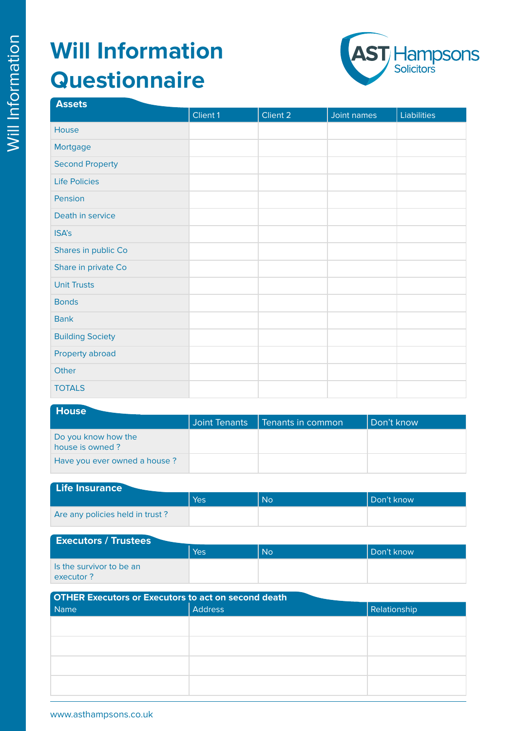# Will Information Questionnaire

AST Hampsons Solicitors

## Assets

| Assets | Client 1 | Client 2 | Joint names | Liabilities |
|---|---|---|---|---|
| House | | | | |
| Mortgage | | | | |
| Second Property | | | | |
| Life Policies | | | | |
| Pension | | | | |
| Death in service | | | | |
| ISA's | | | | |
| Shares in public Co | | | | |
| Share in private Co | | | | |
| Unit Trusts | | | | |
| Bonds | | | | |
| Bank | | | | |
| Building Society | | | | |
| Property abroad | | | | |
| Other | | | | |
| TOTALS | | | | |

## House

| House | Joint Tenants | Tenants in common | Don't know |
|---|---|---|---|
| Do you know how the house is owned ? | | | |
| Have you ever owned a house ? | | | |

## Life Insurance

| Life Insurance | Yes | No | Don't know |
|---|---|---|---|
| Are any policies held in trust ? | | | |

## Executors / Trustees

| Executors / Trustees | Yes | No | Don't know |
|---|---|---|---|
| Is the survivor to be an executor ? | | | |

## OTHER Executors or Executors to act on second death

| Name | Address | Relationship |
|---|---|---|
| | | |
| | | |
| | | |
| | | |

www.asthampsons.co.uk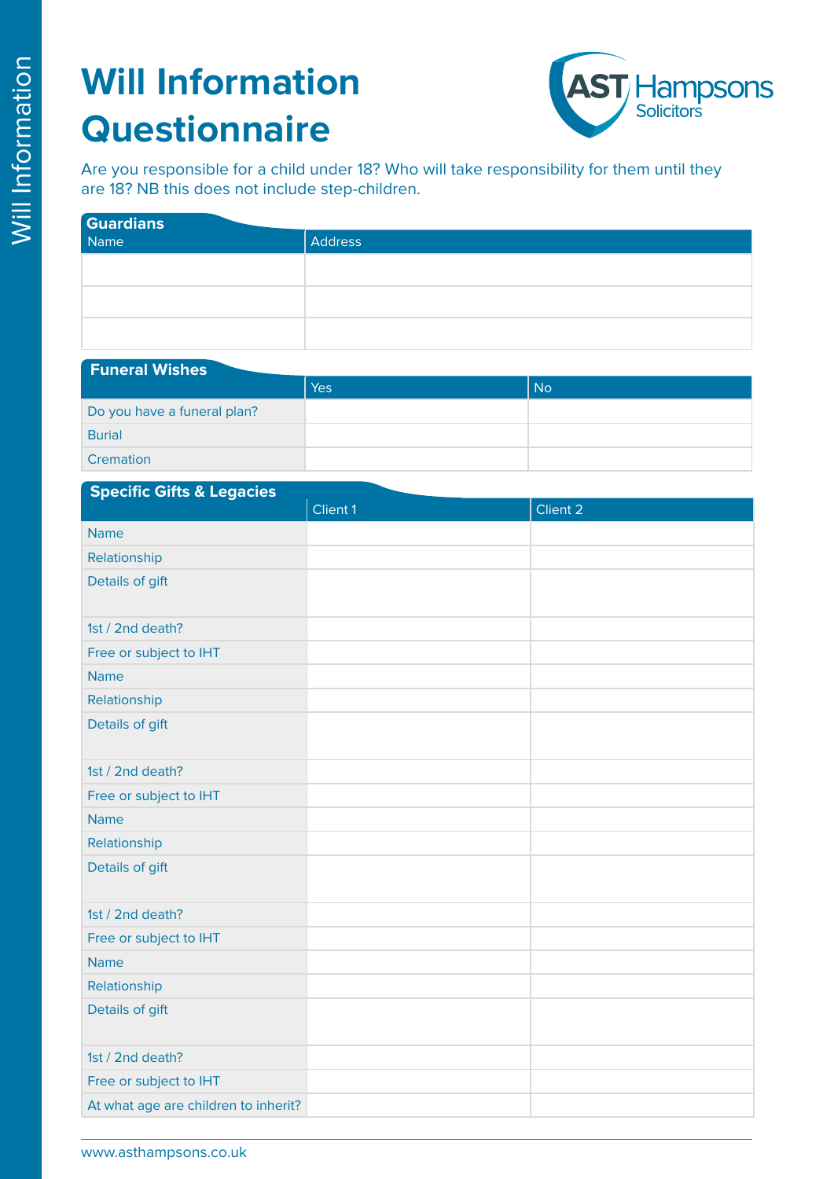# Will Information Questionnaire

Are you responsible for a child under 18? Who will take responsibility for them until they are 18? NB this does not include step-children.

## Guardians

| Name | Address |
|---|---|
| | |
| | |
| | |

## Funeral Wishes

| | Yes | No |
|---|---|---|
| Do you have a funeral plan? | | |
| Burial | | |
| Cremation | | |

## Specific Gifts & Legacies

| | Client 1 | Client 2 |
|---|---|---|
| Name | | |
| Relationship | | |
| Details of gift | | |
| 1st / 2nd death? | | |
| Free or subject to IHT | | |
| Name | | |
| Relationship | | |
| Details of gift | | |
| 1st / 2nd death? | | |
| Free or subject to IHT | | |
| Name | | |
| Relationship | | |
| Details of gift | | |
| 1st / 2nd death? | | |
| Free or subject to IHT | | |
| Name | | |
| Relationship | | |
| Details of gift | | |
| 1st / 2nd death? | | |
| Free or subject to IHT | | |
| At what age are children to inherit? | | |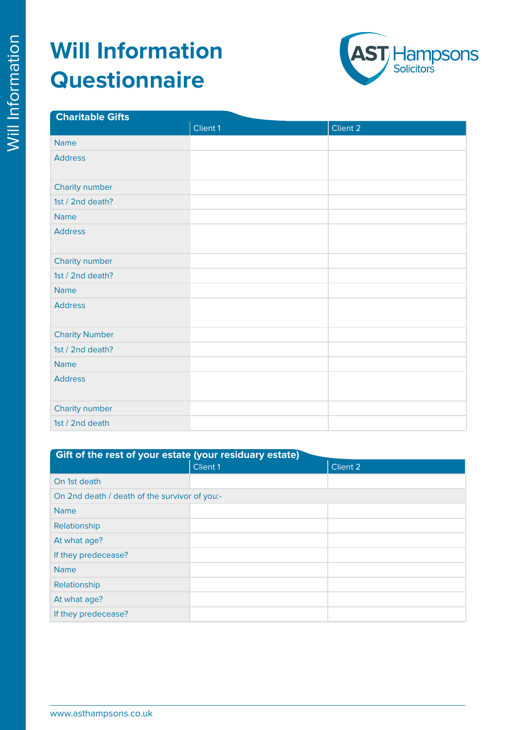# Will Information Questionnaire

## Charitable Gifts

| | Client 1 | Client 2 |
|---|---|---|
| Name | | |
| Address | | |
| Charity number | | |
| 1st / 2nd death? | | |
| Name | | |
| Address | | |
| Charity number | | |
| 1st / 2nd death? | | |
| Name | | |
| Address | | |
| Charity Number | | |
| 1st / 2nd death? | | |
| Name | | |
| Address | | |
| Charity number | | |
| 1st / 2nd death | | |

## Gift of the rest of your estate (your residuary estate)

| | Client 1 | Client 2 |
|---|---|---|
| On 1st death | | |
| On 2nd death / death of the survivor of you:- | | |
| Name | | |
| Relationship | | |
| At what age? | | |
| If they predecease? | | |
| Name | | |
| Relationship | | |
| At what age? | | |
| If they predecease? | | |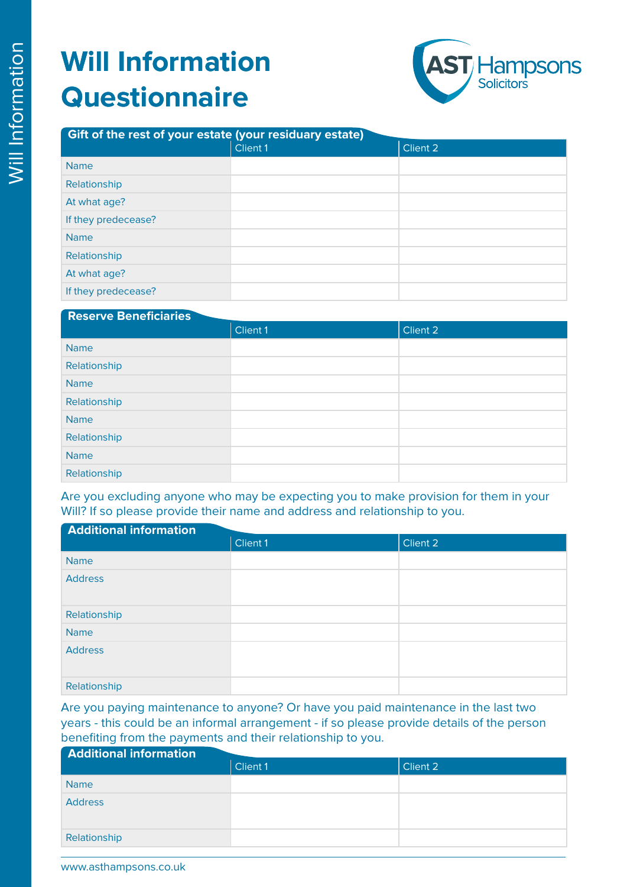# Will Information Questionnaire

AST Hampsons Solicitors

## Gift of the rest of your estate (your residuary estate)

| | Client 1 | Client 2 |
|---|---|---|
| Name | | |
| Relationship | | |
| At what age? | | |
| If they predecease? | | |
| Name | | |
| Relationship | | |
| At what age? | | |
| If they predecease? | | |

## Reserve Beneficiaries

| | Client 1 | Client 2 |
|---|---|---|
| Name | | |
| Relationship | | |
| Name | | |
| Relationship | | |
| Name | | |
| Relationship | | |
| Name | | |
| Relationship | | |

Are you excluding anyone who may be expecting you to make provision for them in your Will? If so please provide their name and address and relationship to you.

## Additional information

| | Client 1 | Client 2 |
|---|---|---|
| Name | | |
| Address | | |
| Relationship | | |
| Name | | |
| Address | | |
| Relationship | | |

Are you paying maintenance to anyone? Or have you paid maintenance in the last two years - this could be an informal arrangement - if so please provide details of the person benefiting from the payments and their relationship to you.

## Additional information

| | Client 1 | Client 2 |
|---|---|---|
| Name | | |
| Address | | |
| Relationship | | |

www.asthampsons.co.uk